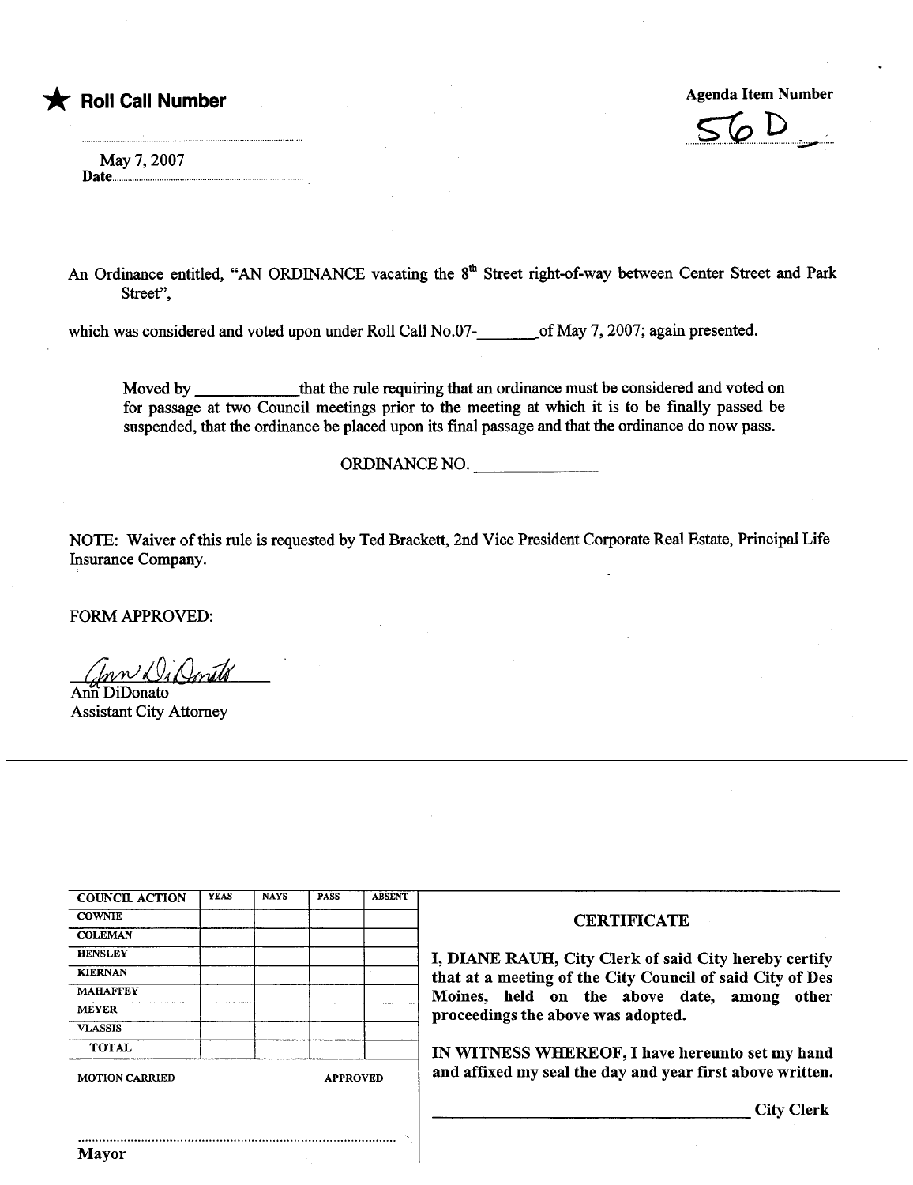★ **Roll Call Number**

**Agenda Item Number**

56D

..............................................

May 7, 2007
**Date**..............................................

An Ordinance entitled, "AN ORDINANCE vacating the 8th Street right-of-way between Center Street and Park Street",

which was considered and voted upon under Roll Call No.07-_______of May 7, 2007; again presented.

Moved by ____________that the rule requiring that an ordinance must be considered and voted on for passage at two Council meetings prior to the meeting at which it is to be finally passed be suspended, that the ordinance be placed upon its final passage and that the ordinance do now pass.

ORDINANCE NO. ______________

NOTE: Waiver of this rule is requested by Ted Brackett, 2nd Vice President Corporate Real Estate, Principal Life Insurance Company.

FORM APPROVED:

Ann DiDonato
Ann DiDonato
Assistant City Attorney

| COUNCIL ACTION | YEAS | NAYS | PASS | ABSENT |
|---|---|---|---|---|
| COWNIE | | | | |
| COLEMAN | | | | |
| HENSLEY | | | | |
| KIERNAN | | | | |
| MAHAFFEY | | | | |
| MEYER | | | | |
| VLASSIS | | | | |
| TOTAL | | | | |

MOTION CARRIED APPROVED

..............................................

Mayor

**CERTIFICATE**

**I, DIANE RAUH, City Clerk of said City hereby certify that at a meeting of the City Council of said City of Des Moines, held on the above date, among other proceedings the above was adopted.**

**IN WITNESS WHEREOF, I have hereunto set my hand and affixed my seal the day and year first above written.**

______________________________________ **City Clerk**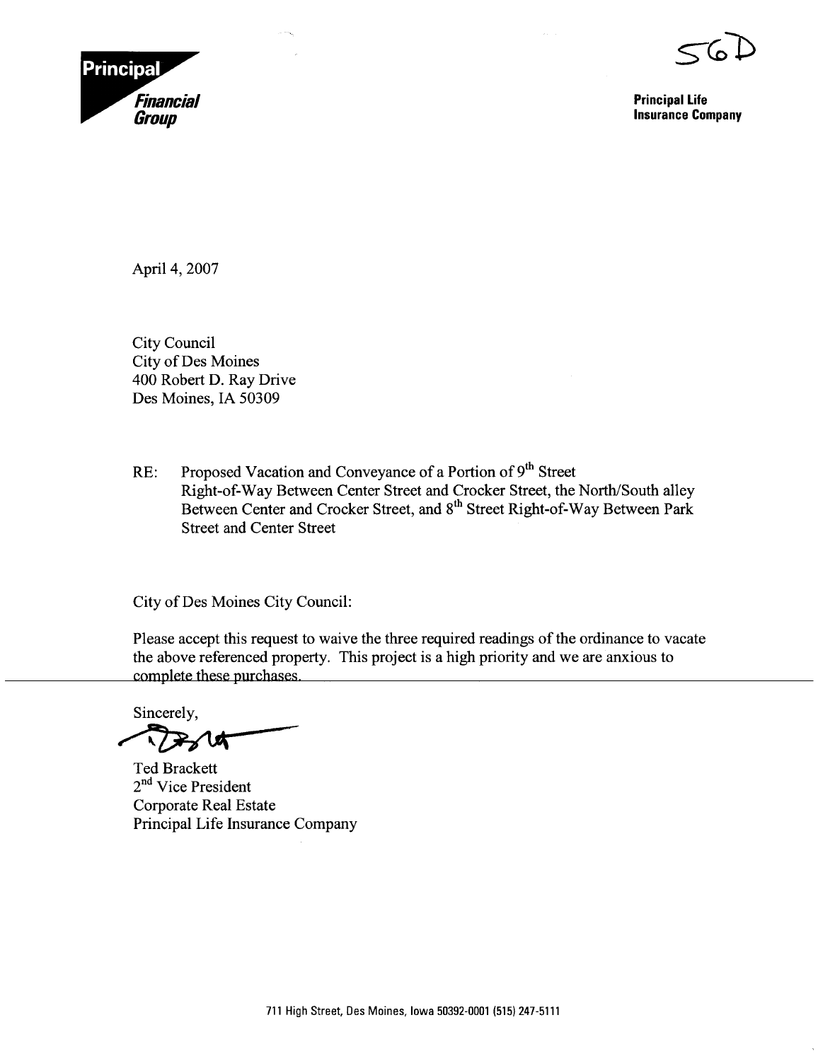Principal Financial Group

56D

**Principal Life Insurance Company**

April 4, 2007

City Council
City of Des Moines
400 Robert D. Ray Drive
Des Moines, IA 50309

RE: Proposed Vacation and Conveyance of a Portion of 9th Street Right-of-Way Between Center Street and Crocker Street, the North/South alley Between Center and Crocker Street, and 8th Street Right-of-Way Between Park Street and Center Street

City of Des Moines City Council:

Please accept this request to waive the three required readings of the ordinance to vacate the above referenced property. This project is a high priority and we are anxious to complete these purchases.

Sincerely,

Ted Brackett
2nd Vice President
Corporate Real Estate
Principal Life Insurance Company

711 High Street, Des Moines, Iowa 50392-0001 (515) 247-5111